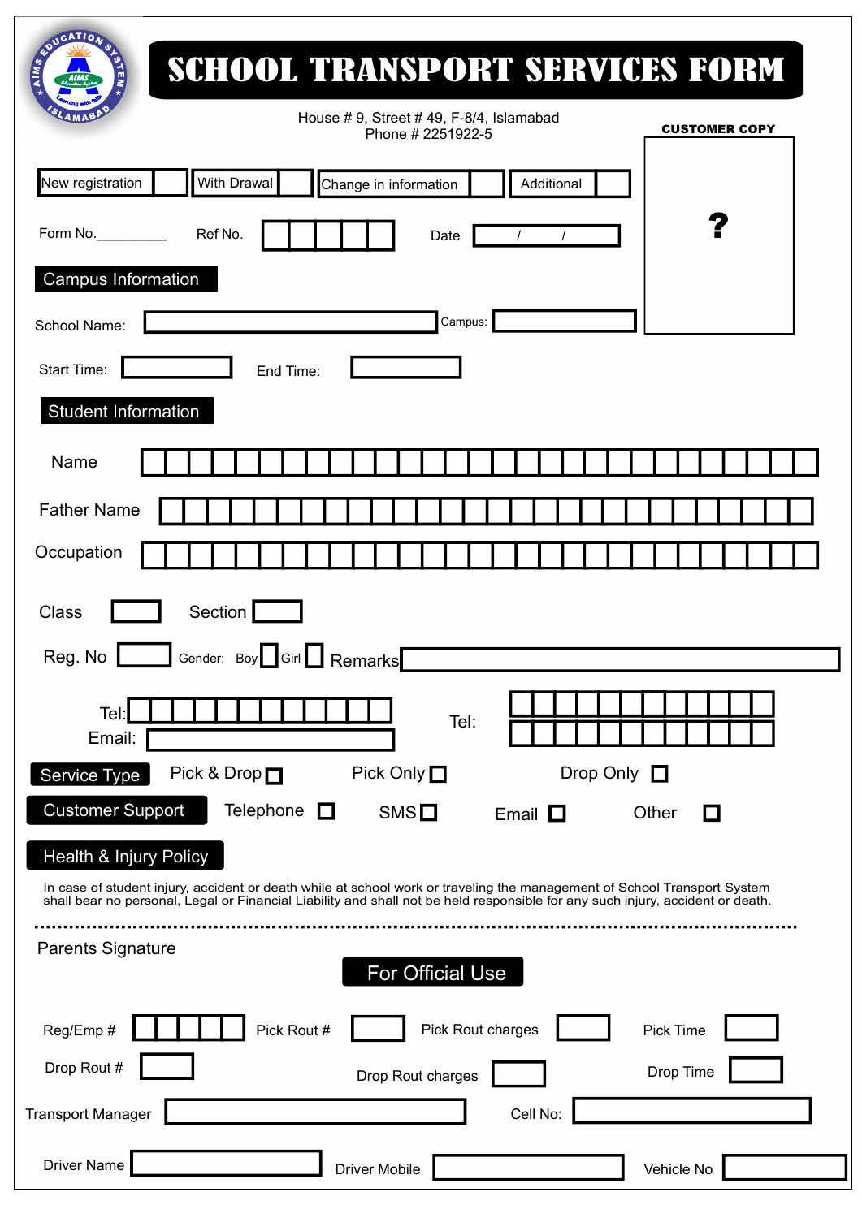# SCHOOL TRANSPORT SERVICES FORM

House # 9, Street # 49, F-8/4, Islamabad
Phone # 2251922-5

**CUSTOMER COPY**

?

New registration ☐ With Drawal ☐ Change in information ☐ Additional ☐

Form No.__________ Ref No. ☐☐☐☐☐ Date ____ / ____ / ____

## Campus Information

School Name: ____________________ Campus: ____________

Start Time: ____________ End Time: ____________

## Student Information

Name ______________________________

Father Name ______________________________

Occupation ______________________________

Class ________ Section ________

Reg. No ________ Gender: Boy ☐ Girl ☐ Remarks ______________________________

Tel: ______________________ Tel: ______________________
Email: ______________________ ______________________

**Service Type** Pick & Drop ☐ Pick Only ☐ Drop Only ☐

**Customer Support** Telephone ☐ SMS ☐ Email ☐ Other ☐

## Health & Injury Policy

In case of student injury, accident or death while at school work or traveling the management of School Transport System shall bear no personal, Legal or Financial Liability and shall not be held responsible for any such injury, accident or death.

Parents Signature

## For Official Use

Reg/Emp # ☐☐☐☐☐ Pick Rout # ________ Pick Rout charges ________ Pick Time ________

Drop Rout # ________ Drop Rout charges ________ Drop Time ________

Transport Manager ______________________ Cell No: ______________________

Driver Name ______________ Driver Mobile ______________ Vehicle No ______________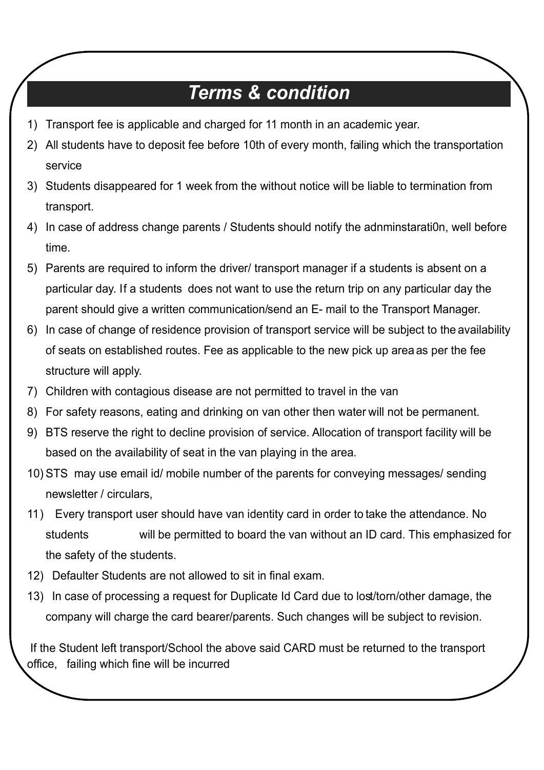## *Terms & condition*

1) Transport fee is applicable and charged for 11 month in an academic year.
2) All students have to deposit fee before 10th of every month, failing which the transportation service
3) Students disappeared for 1 week from the without notice will be liable to termination from transport.
4) In case of address change parents / Students should notify the adnminstarati0n, well before time.
5) Parents are required to inform the driver/ transport manager if a students is absent on a particular day. If a students does not want to use the return trip on any particular day the parent should give a written communication/send an E- mail to the Transport Manager.
6) In case of change of residence provision of transport service will be subject to the availability of seats on established routes. Fee as applicable to the new pick up area as per the fee structure will apply.
7) Children with contagious disease are not permitted to travel in the van
8) For safety reasons, eating and drinking on van other then water will not be permanent.
9) BTS reserve the right to decline provision of service. Allocation of transport facility will be based on the availability of seat in the van playing in the area.
10) STS may use email id/ mobile number of the parents for conveying messages/ sending newsletter / circulars,
11) Every transport user should have van identity card in order to take the attendance. No students will be permitted to board the van without an ID card. This emphasized for the safety of the students.
12) Defaulter Students are not allowed to sit in final exam.
13) In case of processing a request for Duplicate Id Card due to lost/torn/other damage, the company will charge the card bearer/parents. Such changes will be subject to revision.

If the Student left transport/School the above said CARD must be returned to the transport office, failing which fine will be incurred